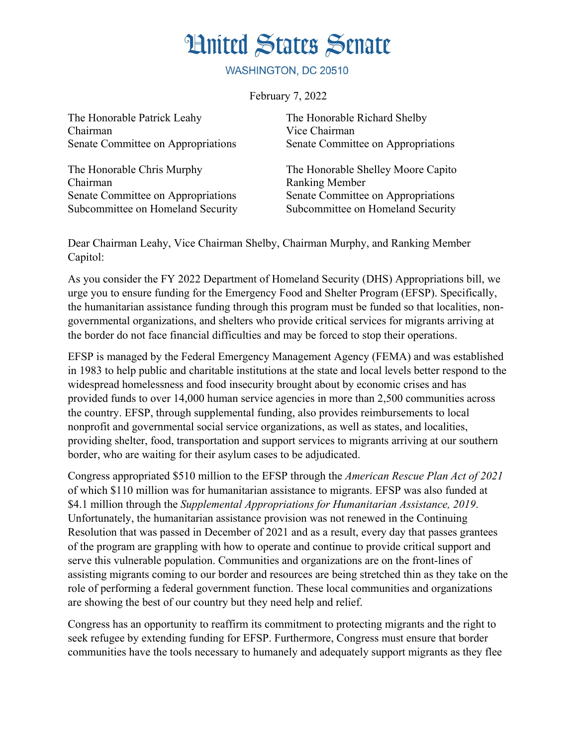# United States Senate

WASHINGTON, DC 20510

February 7, 2022

The Honorable Patrick Leahy
Chairman
Senate Committee on Appropriations

The Honorable Richard Shelby
Vice Chairman
Senate Committee on Appropriations

The Honorable Chris Murphy
Chairman
Senate Committee on Appropriations
Subcommittee on Homeland Security

The Honorable Shelley Moore Capito
Ranking Member
Senate Committee on Appropriations
Subcommittee on Homeland Security

Dear Chairman Leahy, Vice Chairman Shelby, Chairman Murphy, and Ranking Member Capitol:

As you consider the FY 2022 Department of Homeland Security (DHS) Appropriations bill, we urge you to ensure funding for the Emergency Food and Shelter Program (EFSP). Specifically, the humanitarian assistance funding through this program must be funded so that localities, non-governmental organizations, and shelters who provide critical services for migrants arriving at the border do not face financial difficulties and may be forced to stop their operations.

EFSP is managed by the Federal Emergency Management Agency (FEMA) and was established in 1983 to help public and charitable institutions at the state and local levels better respond to the widespread homelessness and food insecurity brought about by economic crises and has provided funds to over 14,000 human service agencies in more than 2,500 communities across the country. EFSP, through supplemental funding, also provides reimbursements to local nonprofit and governmental social service organizations, as well as states, and localities, providing shelter, food, transportation and support services to migrants arriving at our southern border, who are waiting for their asylum cases to be adjudicated.

Congress appropriated $510 million to the EFSP through the *American Rescue Plan Act of 2021* of which $110 million was for humanitarian assistance to migrants. EFSP was also funded at $4.1 million through the *Supplemental Appropriations for Humanitarian Assistance, 2019*. Unfortunately, the humanitarian assistance provision was not renewed in the Continuing Resolution that was passed in December of 2021 and as a result, every day that passes grantees of the program are grappling with how to operate and continue to provide critical support and serve this vulnerable population. Communities and organizations are on the front-lines of assisting migrants coming to our border and resources are being stretched thin as they take on the role of performing a federal government function. These local communities and organizations are showing the best of our country but they need help and relief.

Congress has an opportunity to reaffirm its commitment to protecting migrants and the right to seek refugee by extending funding for EFSP. Furthermore, Congress must ensure that border communities have the tools necessary to humanely and adequately support migrants as they flee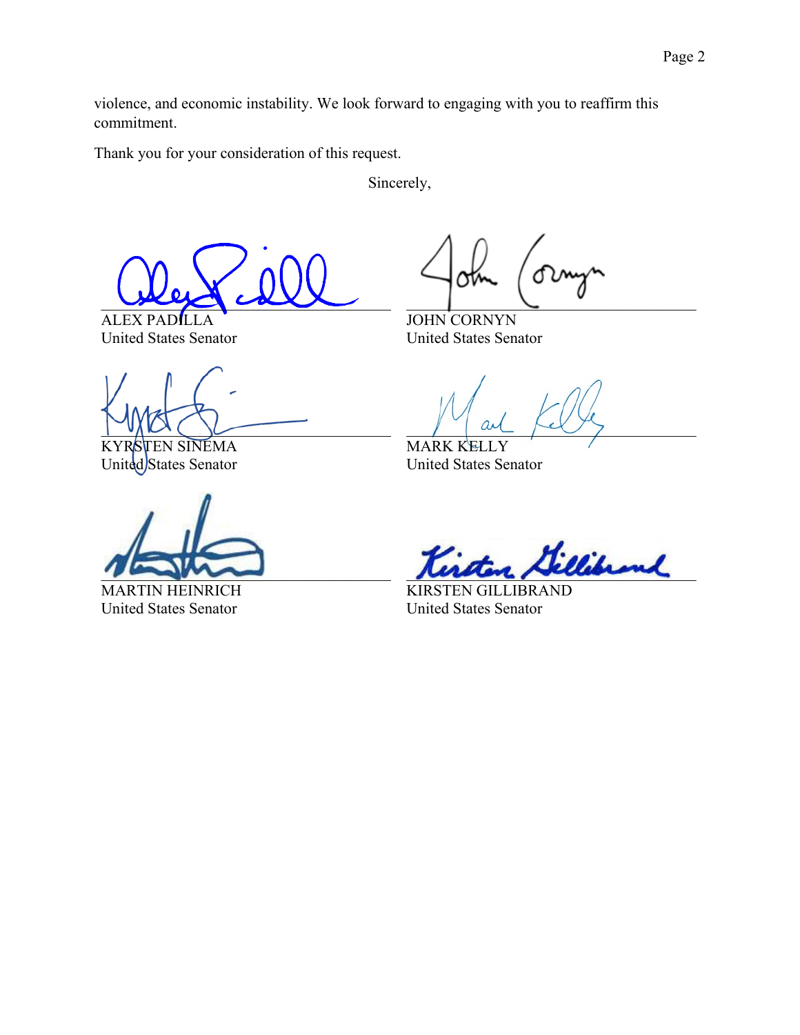violence, and economic instability. We look forward to engaging with you to reaffirm this commitment.

Thank you for your consideration of this request.

Sincerely,

ALEX PADILLA
United States Senator

JOHN CORNYN
United States Senator

KYRSTEN SINEMA
United States Senator

MARK KELLY
United States Senator

MARTIN HEINRICH
United States Senator

KIRSTEN GILLIBRAND
United States Senator